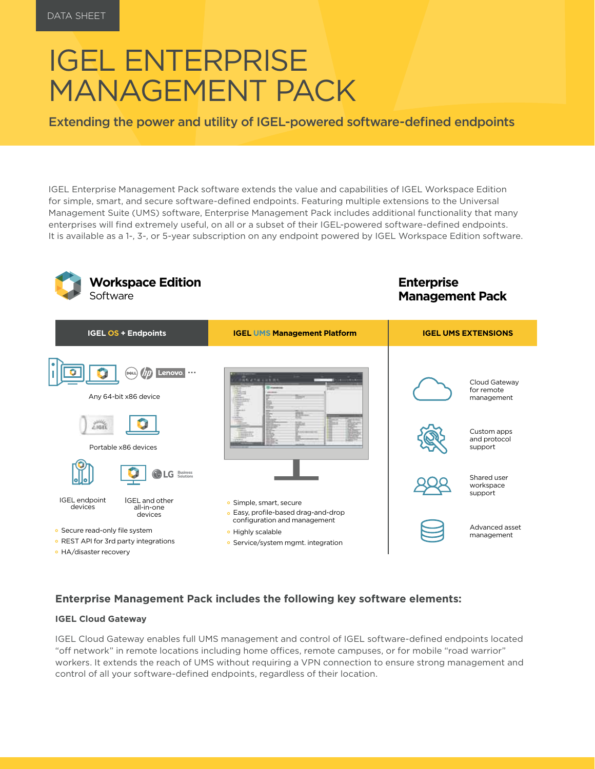DATA SHEET

# IGEL ENTERPRISE MANAGEMENT PACK

## Extending the power and utility of IGEL-powered software-defined endpoints

IGEL Enterprise Management Pack software extends the value and capabilities of IGEL Workspace Edition for simple, smart, and secure software-defined endpoints. Featuring multiple extensions to the Universal Management Suite (UMS) software, Enterprise Management Pack includes additional functionality that many enterprises will find extremely useful, on all or a subset of their IGEL-powered software-defined endpoints. It is available as a 1-, 3-, or 5-year subscription on any endpoint powered by IGEL Workspace Edition software.

**Workspace Edition** Software

**Enterprise Management Pack**

| IGEL OS + Endpoints | IGEL UMS Management Platform | IGEL UMS EXTENSIONS |
|---|---|---|
| Any 64-bit x86 device | | Cloud Gateway for remote management |
| Portable x86 devices | | Custom apps and protocol support |
| IGEL endpoint devices; IGEL and other all-in-one devices | | Shared user workspace support |
| | | Advanced asset management |

IGEL OS + Endpoints:
- Secure read-only file system
- REST API for 3rd party integrations
- HA/disaster recovery

IGEL UMS Management Platform:
- Simple, smart, secure
- Easy, profile-based drag-and-drop configuration and management
- Highly scalable
- Service/system mgmt. integration

### Enterprise Management Pack includes the following key software elements:

#### IGEL Cloud Gateway

IGEL Cloud Gateway enables full UMS management and control of IGEL software-defined endpoints located "off network" in remote locations including home offices, remote campuses, or for mobile "road warrior" workers. It extends the reach of UMS without requiring a VPN connection to ensure strong management and control of all your software-defined endpoints, regardless of their location.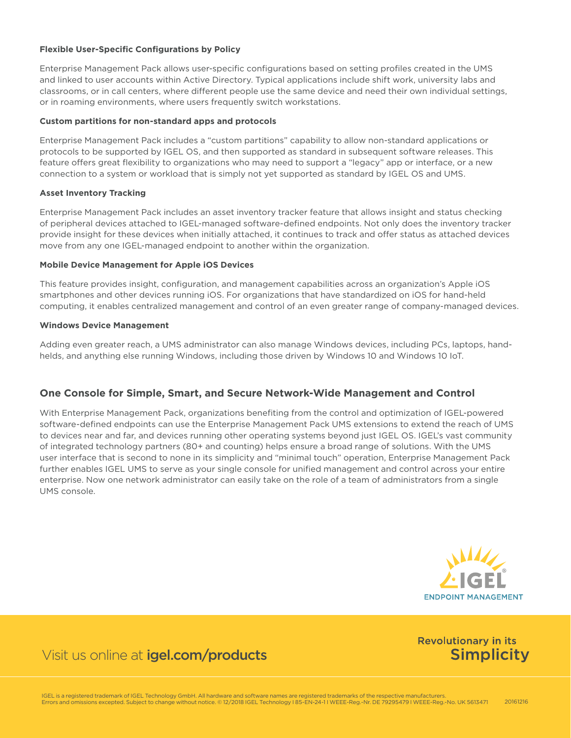**Flexible User-Specific Configurations by Policy**

Enterprise Management Pack allows user-specific configurations based on setting profiles created in the UMS and linked to user accounts within Active Directory. Typical applications include shift work, university labs and classrooms, or in call centers, where different people use the same device and need their own individual settings, or in roaming environments, where users frequently switch workstations.

**Custom partitions for non-standard apps and protocols**

Enterprise Management Pack includes a "custom partitions" capability to allow non-standard applications or protocols to be supported by IGEL OS, and then supported as standard in subsequent software releases. This feature offers great flexibility to organizations who may need to support a "legacy" app or interface, or a new connection to a system or workload that is simply not yet supported as standard by IGEL OS and UMS.

**Asset Inventory Tracking**

Enterprise Management Pack includes an asset inventory tracker feature that allows insight and status checking of peripheral devices attached to IGEL-managed software-defined endpoints. Not only does the inventory tracker provide insight for these devices when initially attached, it continues to track and offer status as attached devices move from any one IGEL-managed endpoint to another within the organization.

**Mobile Device Management for Apple iOS Devices**

This feature provides insight, configuration, and management capabilities across an organization's Apple iOS smartphones and other devices running iOS. For organizations that have standardized on iOS for hand-held computing, it enables centralized management and control of an even greater range of company-managed devices.

**Windows Device Management**

Adding even greater reach, a UMS administrator can also manage Windows devices, including PCs, laptops, hand-helds, and anything else running Windows, including those driven by Windows 10 and Windows 10 IoT.

## One Console for Simple, Smart, and Secure Network-Wide Management and Control

With Enterprise Management Pack, organizations benefiting from the control and optimization of IGEL-powered software-defined endpoints can use the Enterprise Management Pack UMS extensions to extend the reach of UMS to devices near and far, and devices running other operating systems beyond just IGEL OS. IGEL's vast community of integrated technology partners (80+ and counting) helps ensure a broad range of solutions. With the UMS user interface that is second to none in its simplicity and "minimal touch" operation, Enterprise Management Pack further enables IGEL UMS to serve as your single console for unified management and control across your entire enterprise. Now one network administrator can easily take on the role of a team of administrators from a single UMS console.

IGEL ENDPOINT MANAGEMENT

Visit us online at **igel.com/products**

Revolutionary in its **Simplicity**

IGEL is a registered trademark of IGEL Technology GmbH. All hardware and software names are registered trademarks of the respective manufacturers. Errors and omissions excepted. Subject to change without notice. © 12/2018 IGEL Technology I 85-EN-24-1 I WEEE-Reg.-Nr. DE 79295479 I WEEE-Reg.-No. UK 5613471 20161216